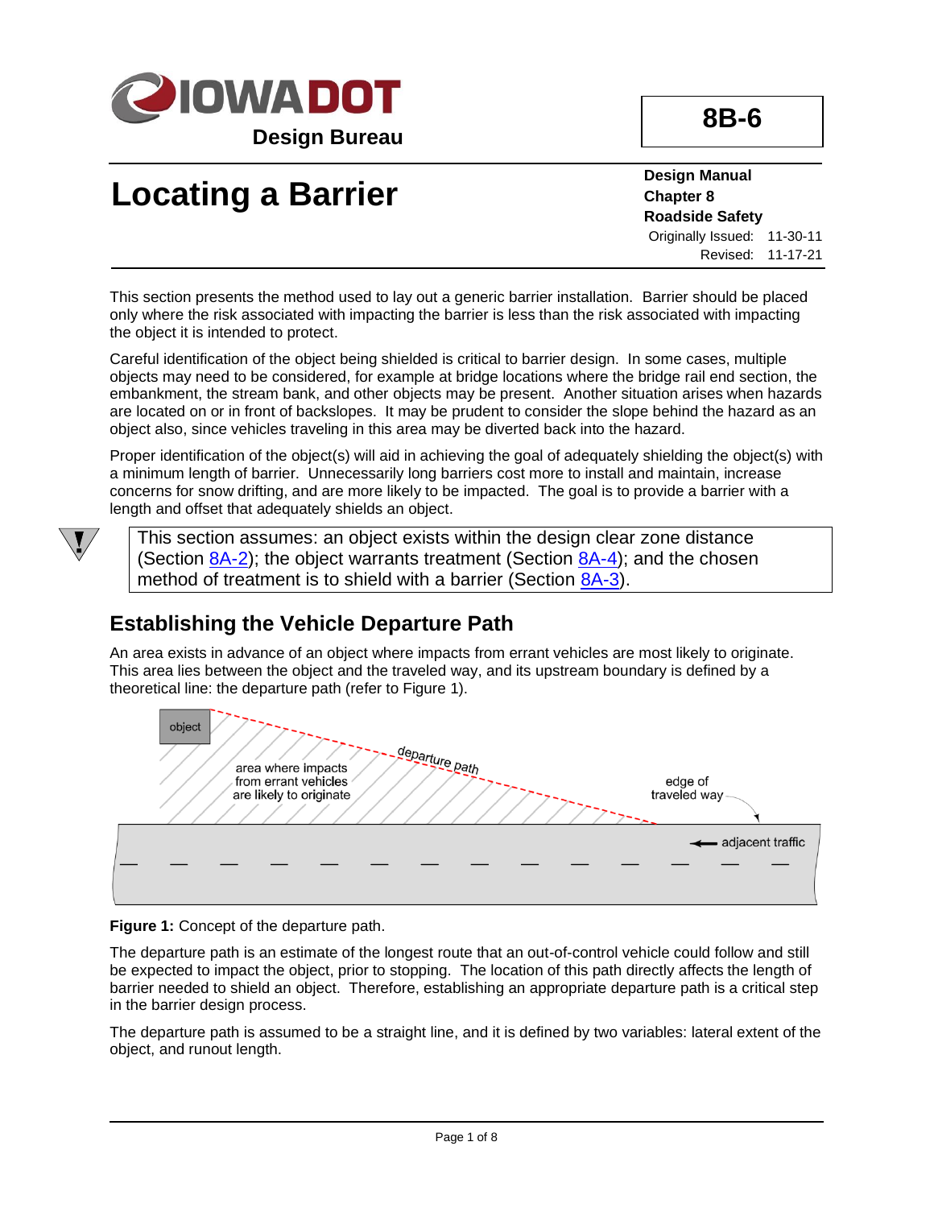IOWA DOT
Design Bureau

**8B-6**

# Locating a Barrier

**Design Manual**
**Chapter 8**
**Roadside Safety**
Originally Issued: 11-30-11
Revised: 11-17-21

This section presents the method used to lay out a generic barrier installation. Barrier should be placed only where the risk associated with impacting the barrier is less than the risk associated with impacting the object it is intended to protect.

Careful identification of the object being shielded is critical to barrier design. In some cases, multiple objects may need to be considered, for example at bridge locations where the bridge rail end section, the embankment, the stream bank, and other objects may be present. Another situation arises when hazards are located on or in front of backslopes. It may be prudent to consider the slope behind the hazard as an object also, since vehicles traveling in this area may be diverted back into the hazard.

Proper identification of the object(s) will aid in achieving the goal of adequately shielding the object(s) with a minimum length of barrier. Unnecessarily long barriers cost more to install and maintain, increase concerns for snow drifting, and are more likely to be impacted. The goal is to provide a barrier with a length and offset that adequately shields an object.

> This section assumes: an object exists within the design clear zone distance (Section 8A-2); the object warrants treatment (Section 8A-4); and the chosen method of treatment is to shield with a barrier (Section 8A-3).

## Establishing the Vehicle Departure Path

An area exists in advance of an object where impacts from errant vehicles are most likely to originate. This area lies between the object and the traveled way, and its upstream boundary is defined by a theoretical line: the departure path (refer to Figure 1).

**Figure 1:** Concept of the departure path.

The departure path is an estimate of the longest route that an out-of-control vehicle could follow and still be expected to impact the object, prior to stopping. The location of this path directly affects the length of barrier needed to shield an object. Therefore, establishing an appropriate departure path is a critical step in the barrier design process.

The departure path is assumed to be a straight line, and it is defined by two variables: lateral extent of the object, and runout length.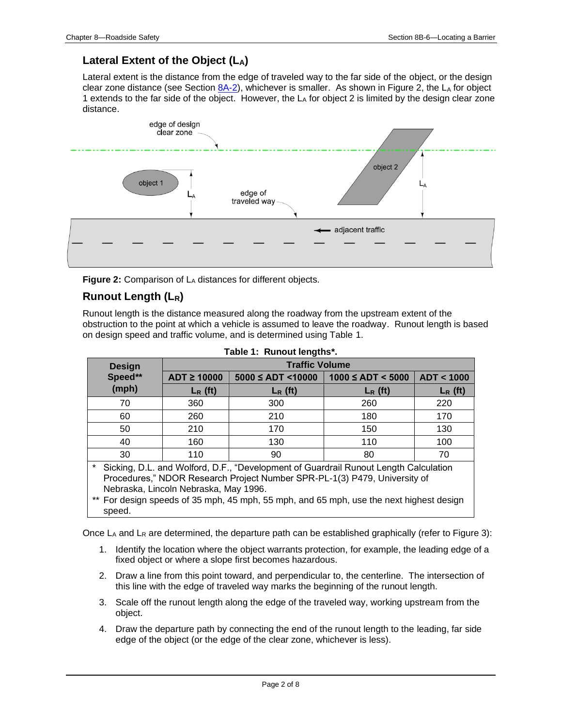## Lateral Extent of the Object ($L_A$)

Lateral extent is the distance from the edge of traveled way to the far side of the object, or the design clear zone distance (see Section 8A-2), whichever is smaller. As shown in Figure 2, the $L_A$ for object 1 extends to the far side of the object. However, the $L_A$ for object 2 is limited by the design clear zone distance.

**Figure 2:** Comparison of $L_A$ distances for different objects.

## Runout Length ($L_R$)

Runout length is the distance measured along the roadway from the upstream extent of the obstruction to the point at which a vehicle is assumed to leave the roadway. Runout length is based on design speed and traffic volume, and is determined using Table 1.

**Table 1: Runout lengths*.**

| Design Speed** (mph) | Traffic Volume | | | |
|---|---|---|---|---|
| | ADT ≥ 10000 | 5000 ≤ ADT <10000 | 1000 ≤ ADT < 5000 | ADT < 1000 |
| | $L_R$ (ft) | $L_R$ (ft) | $L_R$ (ft) | $L_R$ (ft) |
| 70 | 360 | 300 | 260 | 220 |
| 60 | 260 | 210 | 180 | 170 |
| 50 | 210 | 170 | 150 | 130 |
| 40 | 160 | 130 | 110 | 100 |
| 30 | 110 | 90 | 80 | 70 |

\* Sicking, D.L. and Wolford, D.F., "Development of Guardrail Runout Length Calculation Procedures," NDOR Research Project Number SPR-PL-1(3) P479, University of Nebraska, Lincoln Nebraska, May 1996.

\*\* For design speeds of 35 mph, 45 mph, 55 mph, and 65 mph, use the next highest design speed.

Once $L_A$ and $L_R$ are determined, the departure path can be established graphically (refer to Figure 3):

1. Identify the location where the object warrants protection, for example, the leading edge of a fixed object or where a slope first becomes hazardous.
2. Draw a line from this point toward, and perpendicular to, the centerline. The intersection of this line with the edge of traveled way marks the beginning of the runout length.
3. Scale off the runout length along the edge of the traveled way, working upstream from the object.
4. Draw the departure path by connecting the end of the runout length to the leading, far side edge of the object (or the edge of the clear zone, whichever is less).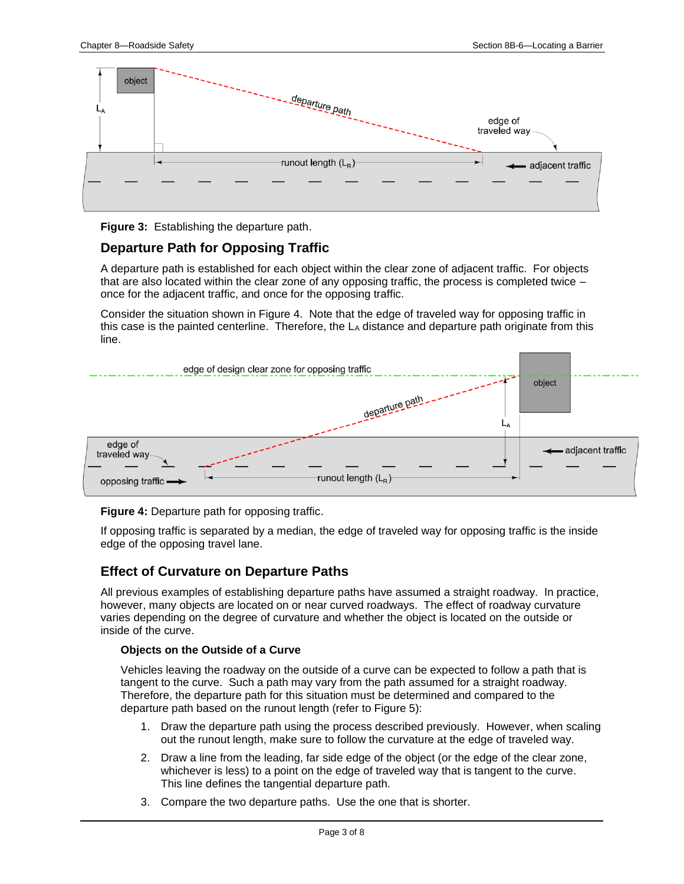**Figure 3:** Establishing the departure path.

## Departure Path for Opposing Traffic

A departure path is established for each object within the clear zone of adjacent traffic. For objects that are also located within the clear zone of any opposing traffic, the process is completed twice – once for the adjacent traffic, and once for the opposing traffic.

Consider the situation shown in Figure 4. Note that the edge of traveled way for opposing traffic in this case is the painted centerline. Therefore, the $L_A$ distance and departure path originate from this line.

**Figure 4:** Departure path for opposing traffic.

If opposing traffic is separated by a median, the edge of traveled way for opposing traffic is the inside edge of the opposing travel lane.

## Effect of Curvature on Departure Paths

All previous examples of establishing departure paths have assumed a straight roadway. In practice, however, many objects are located on or near curved roadways. The effect of roadway curvature varies depending on the degree of curvature and whether the object is located on the outside or inside of the curve.

### Objects on the Outside of a Curve

Vehicles leaving the roadway on the outside of a curve can be expected to follow a path that is tangent to the curve. Such a path may vary from the path assumed for a straight roadway. Therefore, the departure path for this situation must be determined and compared to the departure path based on the runout length (refer to Figure 5):

1. Draw the departure path using the process described previously. However, when scaling out the runout length, make sure to follow the curvature at the edge of traveled way.
2. Draw a line from the leading, far side edge of the object (or the edge of the clear zone, whichever is less) to a point on the edge of traveled way that is tangent to the curve. This line defines the tangential departure path.
3. Compare the two departure paths. Use the one that is shorter.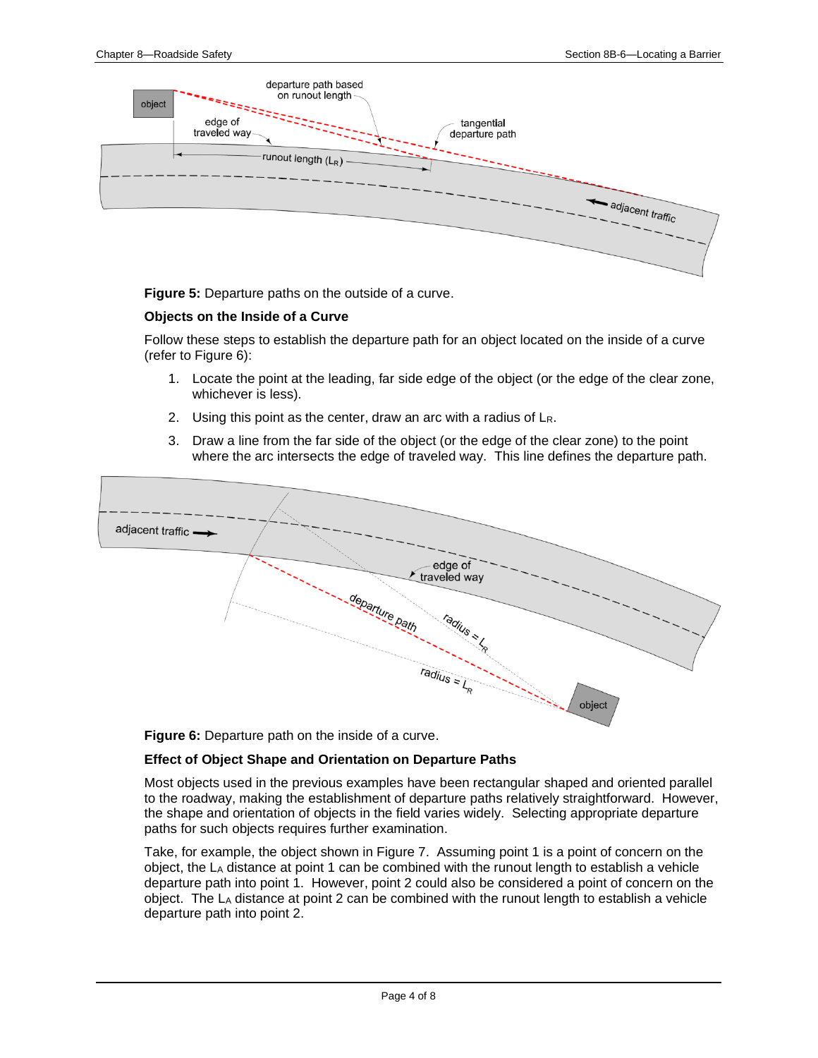**Figure 5:** Departure paths on the outside of a curve.

### Objects on the Inside of a Curve

Follow these steps to establish the departure path for an object located on the inside of a curve (refer to Figure 6):

1. Locate the point at the leading, far side edge of the object (or the edge of the clear zone, whichever is less).
2. Using this point as the center, draw an arc with a radius of $L_R$.
3. Draw a line from the far side of the object (or the edge of the clear zone) to the point where the arc intersects the edge of traveled way. This line defines the departure path.

**Figure 6:** Departure path on the inside of a curve.

### Effect of Object Shape and Orientation on Departure Paths

Most objects used in the previous examples have been rectangular shaped and oriented parallel to the roadway, making the establishment of departure paths relatively straightforward. However, the shape and orientation of objects in the field varies widely. Selecting appropriate departure paths for such objects requires further examination.

Take, for example, the object shown in Figure 7. Assuming point 1 is a point of concern on the object, the $L_A$ distance at point 1 can be combined with the runout length to establish a vehicle departure path into point 1. However, point 2 could also be considered a point of concern on the object. The $L_A$ distance at point 2 can be combined with the runout length to establish a vehicle departure path into point 2.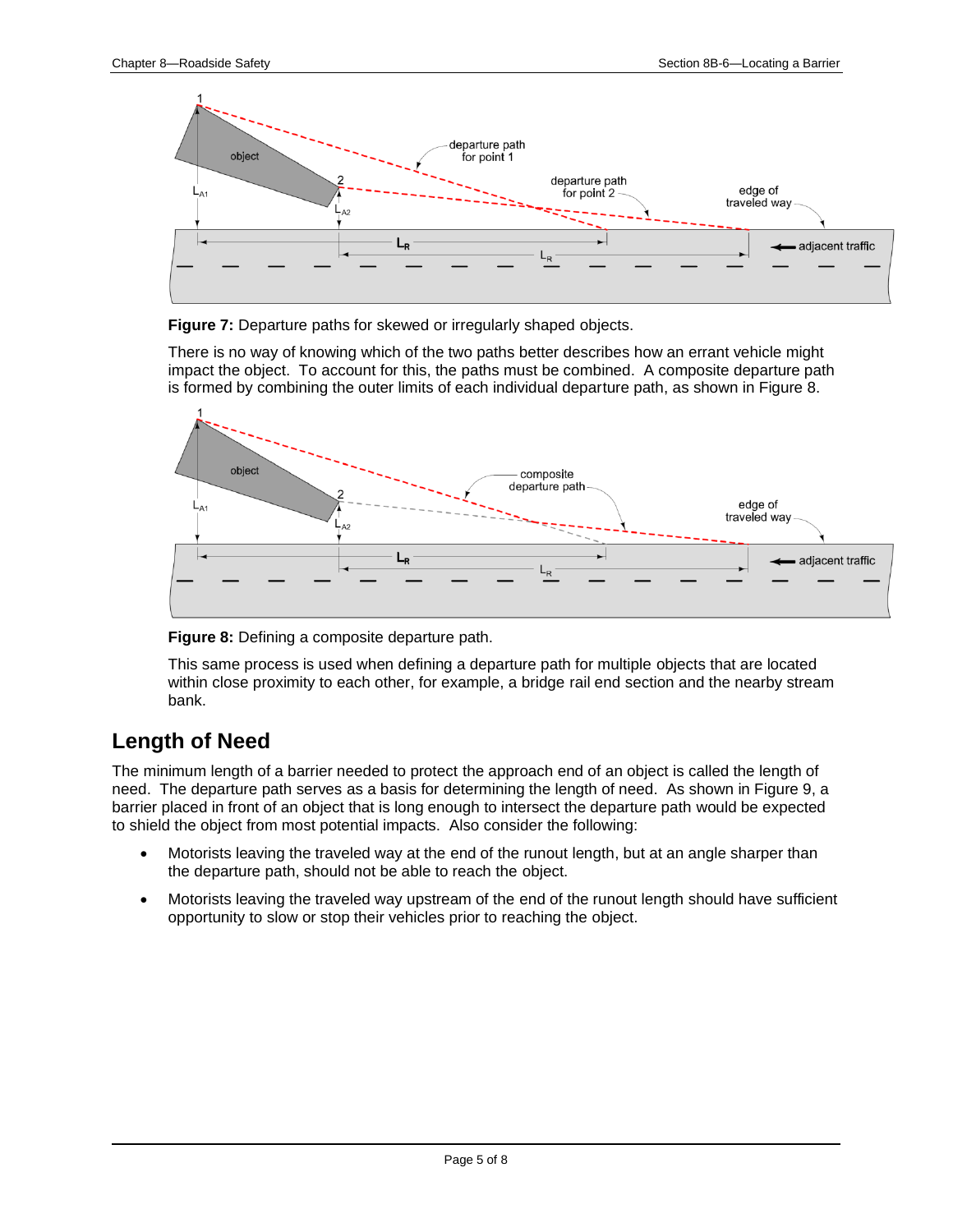**Figure 7:** Departure paths for skewed or irregularly shaped objects.

There is no way of knowing which of the two paths better describes how an errant vehicle might impact the object. To account for this, the paths must be combined. A composite departure path is formed by combining the outer limits of each individual departure path, as shown in Figure 8.

**Figure 8:** Defining a composite departure path.

This same process is used when defining a departure path for multiple objects that are located within close proximity to each other, for example, a bridge rail end section and the nearby stream bank.

## Length of Need

The minimum length of a barrier needed to protect the approach end of an object is called the length of need. The departure path serves as a basis for determining the length of need. As shown in Figure 9, a barrier placed in front of an object that is long enough to intersect the departure path would be expected to shield the object from most potential impacts. Also consider the following:

- Motorists leaving the traveled way at the end of the runout length, but at an angle sharper than the departure path, should not be able to reach the object.
- Motorists leaving the traveled way upstream of the end of the runout length should have sufficient opportunity to slow or stop their vehicles prior to reaching the object.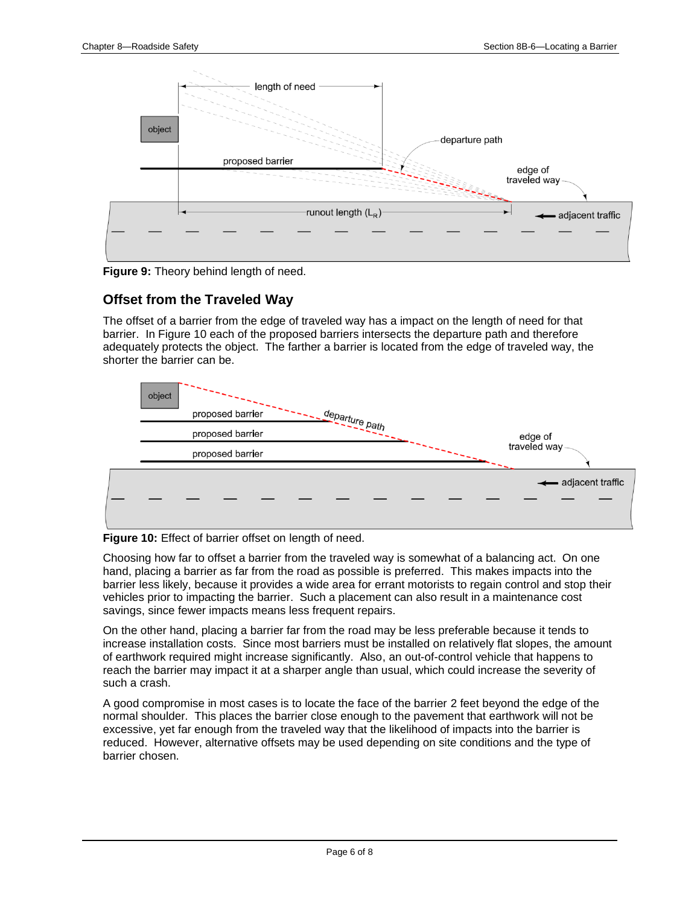**Figure 9:** Theory behind length of need.

## Offset from the Traveled Way

The offset of a barrier from the edge of traveled way has a impact on the length of need for that barrier. In Figure 10 each of the proposed barriers intersects the departure path and therefore adequately protects the object. The farther a barrier is located from the edge of traveled way, the shorter the barrier can be.

**Figure 10:** Effect of barrier offset on length of need.

Choosing how far to offset a barrier from the traveled way is somewhat of a balancing act. On one hand, placing a barrier as far from the road as possible is preferred. This makes impacts into the barrier less likely, because it provides a wide area for errant motorists to regain control and stop their vehicles prior to impacting the barrier. Such a placement can also result in a maintenance cost savings, since fewer impacts means less frequent repairs.

On the other hand, placing a barrier far from the road may be less preferable because it tends to increase installation costs. Since most barriers must be installed on relatively flat slopes, the amount of earthwork required might increase significantly. Also, an out-of-control vehicle that happens to reach the barrier may impact it at a sharper angle than usual, which could increase the severity of such a crash.

A good compromise in most cases is to locate the face of the barrier 2 feet beyond the edge of the normal shoulder. This places the barrier close enough to the pavement that earthwork will not be excessive, yet far enough from the traveled way that the likelihood of impacts into the barrier is reduced. However, alternative offsets may be used depending on site conditions and the type of barrier chosen.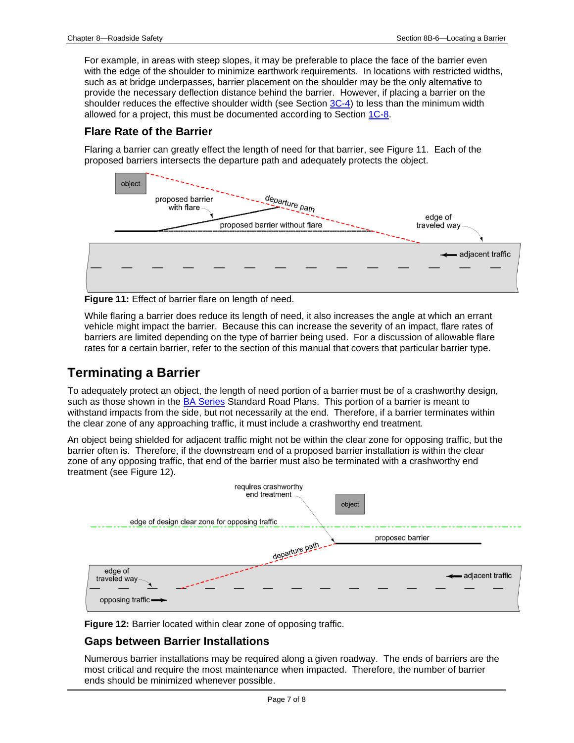For example, in areas with steep slopes, it may be preferable to place the face of the barrier even with the edge of the shoulder to minimize earthwork requirements. In locations with restricted widths, such as at bridge underpasses, barrier placement on the shoulder may be the only alternative to provide the necessary deflection distance behind the barrier. However, if placing a barrier on the shoulder reduces the effective shoulder width (see Section [3C-4](#)) to less than the minimum width allowed for a project, this must be documented according to Section [1C-8](#).

### Flare Rate of the Barrier

Flaring a barrier can greatly effect the length of need for that barrier, see Figure 11. Each of the proposed barriers intersects the departure path and adequately protects the object.

**Figure 11:** Effect of barrier flare on length of need.

While flaring a barrier does reduce its length of need, it also increases the angle at which an errant vehicle might impact the barrier. Because this can increase the severity of an impact, flare rates of barriers are limited depending on the type of barrier being used. For a discussion of allowable flare rates for a certain barrier, refer to the section of this manual that covers that particular barrier type.

## Terminating a Barrier

To adequately protect an object, the length of need portion of a barrier must be of a crashworthy design, such as those shown in the [BA Series](#) Standard Road Plans. This portion of a barrier is meant to withstand impacts from the side, but not necessarily at the end. Therefore, if a barrier terminates within the clear zone of any approaching traffic, it must include a crashworthy end treatment.

An object being shielded for adjacent traffic might not be within the clear zone for opposing traffic, but the barrier often is. Therefore, if the downstream end of a proposed barrier installation is within the clear zone of any opposing traffic, that end of the barrier must also be terminated with a crashworthy end treatment (see Figure 12).

**Figure 12:** Barrier located within clear zone of opposing traffic.

### Gaps between Barrier Installations

Numerous barrier installations may be required along a given roadway. The ends of barriers are the most critical and require the most maintenance when impacted. Therefore, the number of barrier ends should be minimized whenever possible.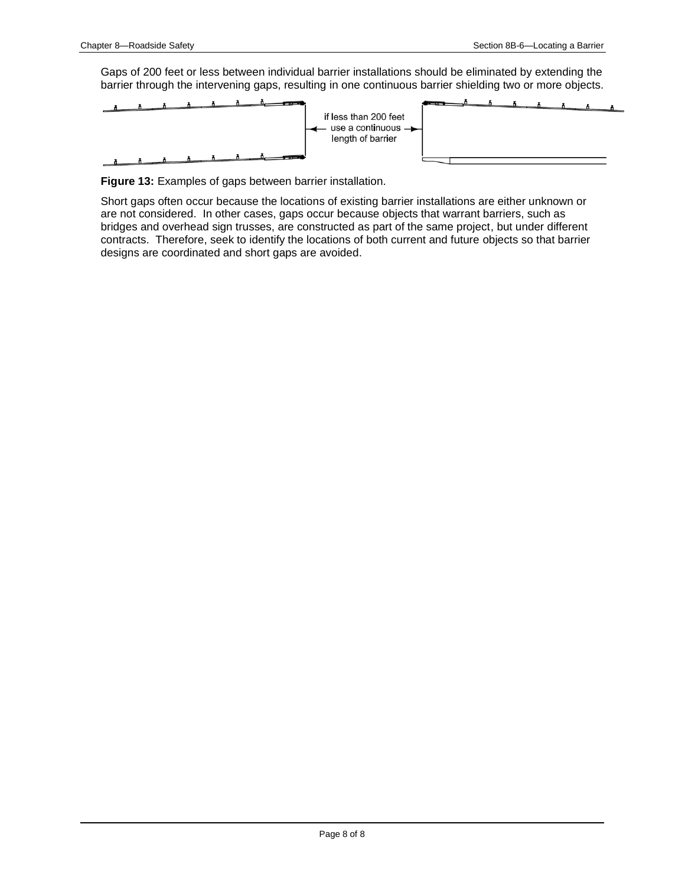Gaps of 200 feet or less between individual barrier installations should be eliminated by extending the barrier through the intervening gaps, resulting in one continuous barrier shielding two or more objects.

**Figure 13:** Examples of gaps between barrier installation.

Short gaps often occur because the locations of existing barrier installations are either unknown or are not considered. In other cases, gaps occur because objects that warrant barriers, such as bridges and overhead sign trusses, are constructed as part of the same project, but under different contracts. Therefore, seek to identify the locations of both current and future objects so that barrier designs are coordinated and short gaps are avoided.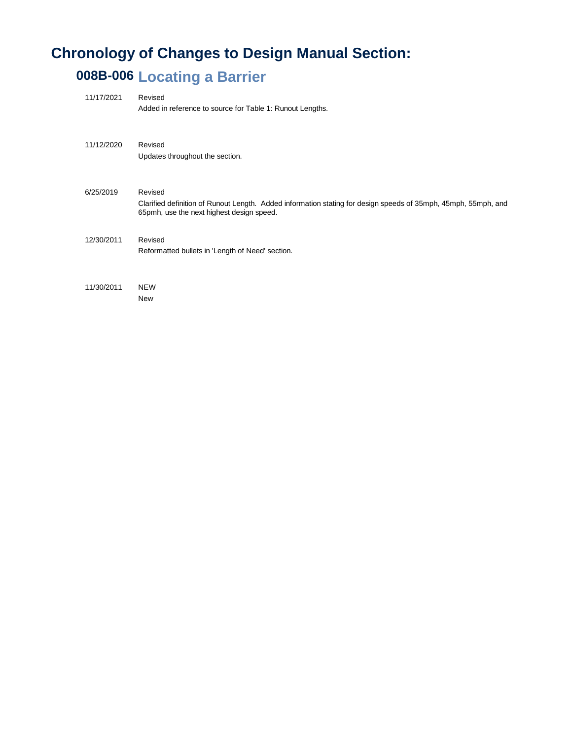# Chronology of Changes to Design Manual Section:

## 008B-006 Locating a Barrier

| | |
|---|---|
| 11/17/2021 | Revised<br>Added in reference to source for Table 1: Runout Lengths. |
| 11/12/2020 | Revised<br>Updates throughout the section. |
| 6/25/2019 | Revised<br>Clarified definition of Runout Length. Added information stating for design speeds of 35mph, 45mph, 55mph, and 65pmh, use the next highest design speed. |
| 12/30/2011 | Revised<br>Reformatted bullets in 'Length of Need' section. |
| 11/30/2011 | NEW<br>New |